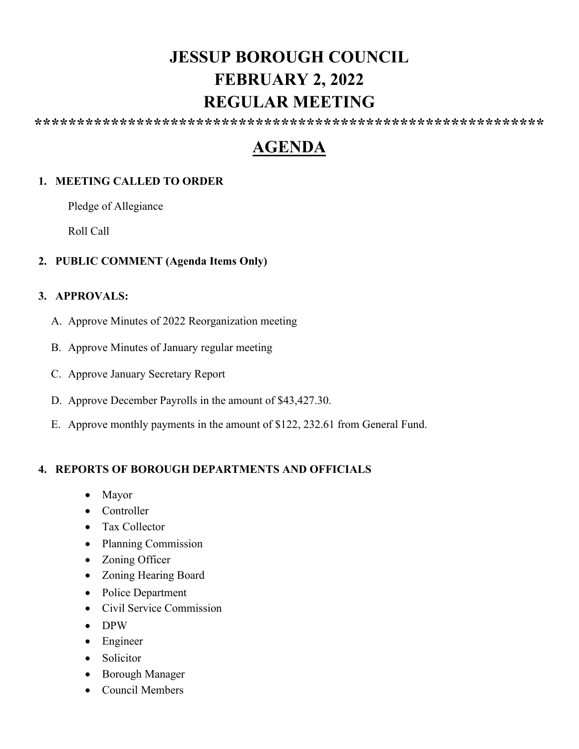# JESSUP BOROUGH COUNCIL
# FEBRUARY 2, 2022
# REGULAR MEETING

************************************************************

## AGENDA

1. **MEETING CALLED TO ORDER**

   Pledge of Allegiance

   Roll Call

2. **PUBLIC COMMENT (Agenda Items Only)**

3. **APPROVALS:**

   A. Approve Minutes of 2022 Reorganization meeting

   B. Approve Minutes of January regular meeting

   C. Approve January Secretary Report

   D. Approve December Payrolls in the amount of $43,427.30.

   E. Approve monthly payments in the amount of $122, 232.61 from General Fund.

4. **REPORTS OF BOROUGH DEPARTMENTS AND OFFICIALS**

   - Mayor
   - Controller
   - Tax Collector
   - Planning Commission
   - Zoning Officer
   - Zoning Hearing Board
   - Police Department
   - Civil Service Commission
   - DPW
   - Engineer
   - Solicitor
   - Borough Manager
   - Council Members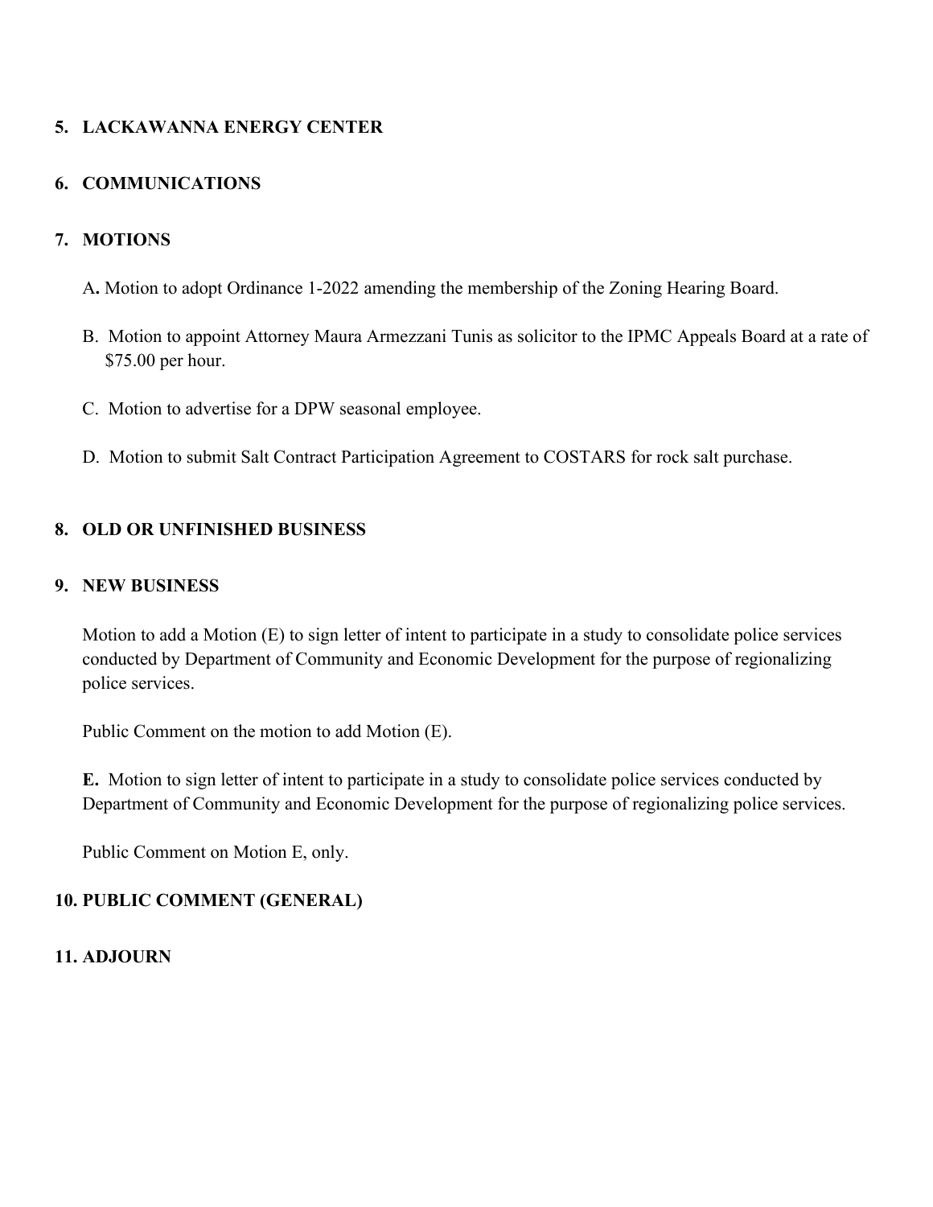**5. LACKAWANNA ENERGY CENTER**

**6. COMMUNICATIONS**

**7. MOTIONS**

A**.** Motion to adopt Ordinance 1-2022 amending the membership of the Zoning Hearing Board.

B. Motion to appoint Attorney Maura Armezzani Tunis as solicitor to the IPMC Appeals Board at a rate of $75.00 per hour.

C. Motion to advertise for a DPW seasonal employee.

D. Motion to submit Salt Contract Participation Agreement to COSTARS for rock salt purchase.

**8. OLD OR UNFINISHED BUSINESS**

**9. NEW BUSINESS**

Motion to add a Motion (E) to sign letter of intent to participate in a study to consolidate police services conducted by Department of Community and Economic Development for the purpose of regionalizing police services.

Public Comment on the motion to add Motion (E).

**E.** Motion to sign letter of intent to participate in a study to consolidate police services conducted by Department of Community and Economic Development for the purpose of regionalizing police services.

Public Comment on Motion E, only.

**10. PUBLIC COMMENT (GENERAL)**

**11. ADJOURN**